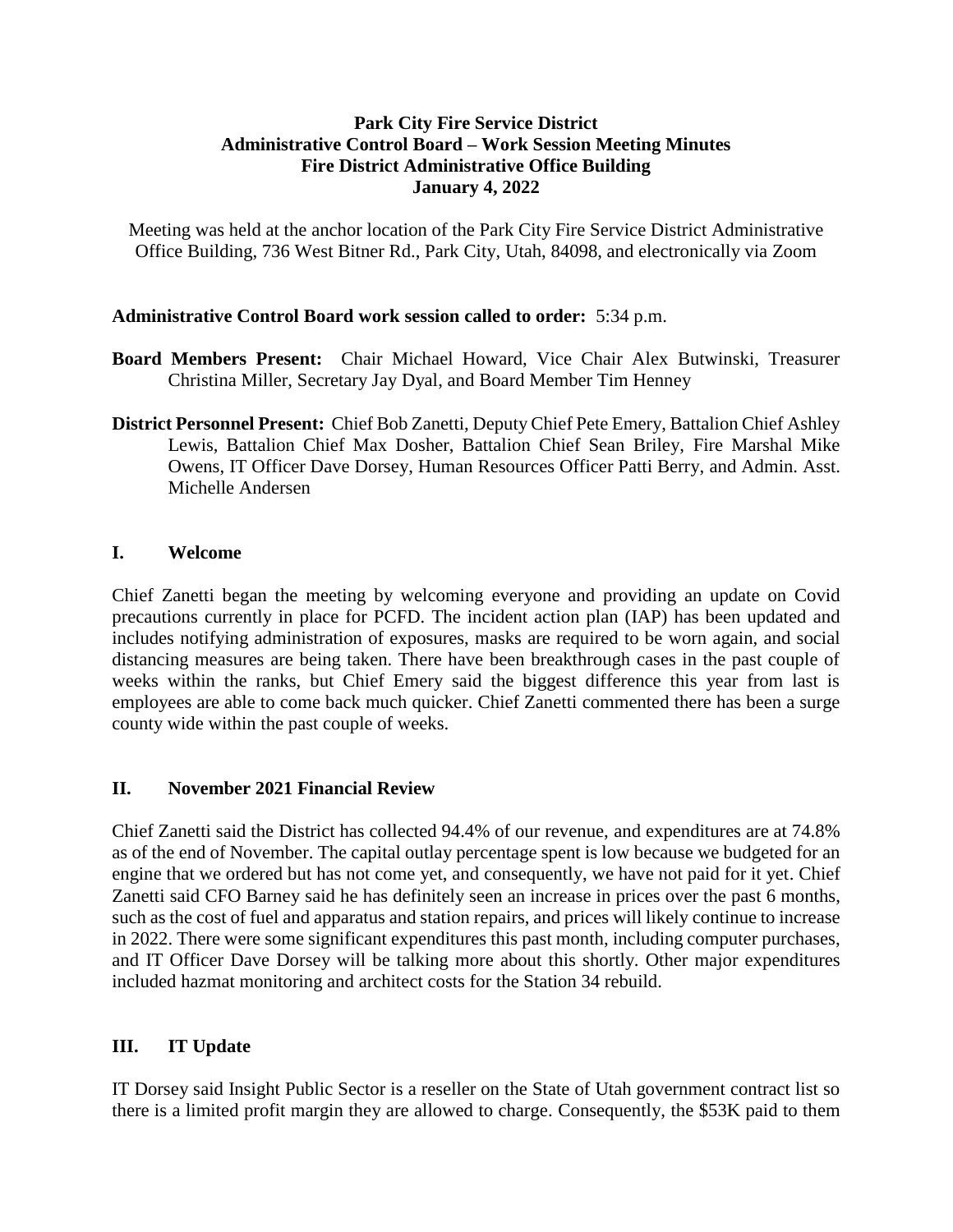**Park City Fire Service District**
**Administrative Control Board – Work Session Meeting Minutes**
**Fire District Administrative Office Building**
**January 4, 2022**

Meeting was held at the anchor location of the Park City Fire Service District Administrative Office Building, 736 West Bitner Rd., Park City, Utah, 84098, and electronically via Zoom

**Administrative Control Board work session called to order:** 5:34 p.m.

**Board Members Present:** Chair Michael Howard, Vice Chair Alex Butwinski, Treasurer Christina Miller, Secretary Jay Dyal, and Board Member Tim Henney

**District Personnel Present:** Chief Bob Zanetti, Deputy Chief Pete Emery, Battalion Chief Ashley Lewis, Battalion Chief Max Dosher, Battalion Chief Sean Briley, Fire Marshal Mike Owens, IT Officer Dave Dorsey, Human Resources Officer Patti Berry, and Admin. Asst. Michelle Andersen

## I. Welcome

Chief Zanetti began the meeting by welcoming everyone and providing an update on Covid precautions currently in place for PCFD. The incident action plan (IAP) has been updated and includes notifying administration of exposures, masks are required to be worn again, and social distancing measures are being taken. There have been breakthrough cases in the past couple of weeks within the ranks, but Chief Emery said the biggest difference this year from last is employees are able to come back much quicker. Chief Zanetti commented there has been a surge county wide within the past couple of weeks.

## II. November 2021 Financial Review

Chief Zanetti said the District has collected 94.4% of our revenue, and expenditures are at 74.8% as of the end of November. The capital outlay percentage spent is low because we budgeted for an engine that we ordered but has not come yet, and consequently, we have not paid for it yet. Chief Zanetti said CFO Barney said he has definitely seen an increase in prices over the past 6 months, such as the cost of fuel and apparatus and station repairs, and prices will likely continue to increase in 2022. There were some significant expenditures this past month, including computer purchases, and IT Officer Dave Dorsey will be talking more about this shortly. Other major expenditures included hazmat monitoring and architect costs for the Station 34 rebuild.

## III. IT Update

IT Dorsey said Insight Public Sector is a reseller on the State of Utah government contract list so there is a limited profit margin they are allowed to charge. Consequently, the \$53K paid to them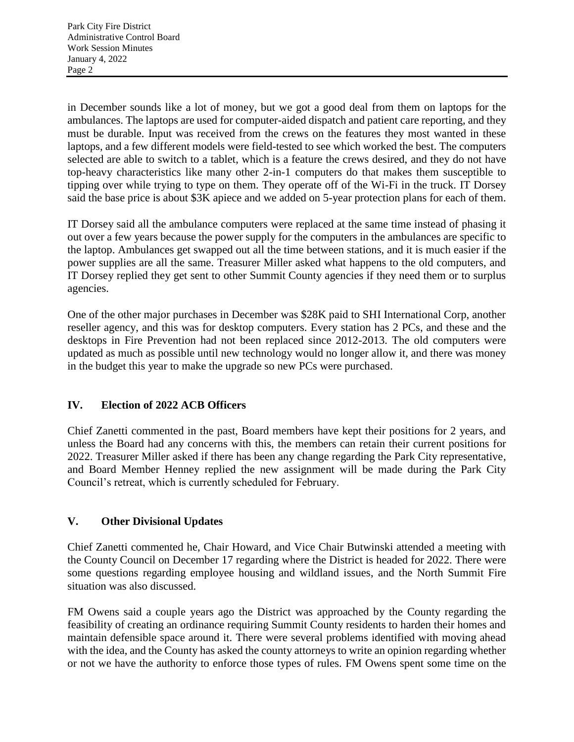in December sounds like a lot of money, but we got a good deal from them on laptops for the ambulances. The laptops are used for computer-aided dispatch and patient care reporting, and they must be durable. Input was received from the crews on the features they most wanted in these laptops, and a few different models were field-tested to see which worked the best. The computers selected are able to switch to a tablet, which is a feature the crews desired, and they do not have top-heavy characteristics like many other 2-in-1 computers do that makes them susceptible to tipping over while trying to type on them. They operate off of the Wi-Fi in the truck. IT Dorsey said the base price is about $3K apiece and we added on 5-year protection plans for each of them.

IT Dorsey said all the ambulance computers were replaced at the same time instead of phasing it out over a few years because the power supply for the computers in the ambulances are specific to the laptop. Ambulances get swapped out all the time between stations, and it is much easier if the power supplies are all the same. Treasurer Miller asked what happens to the old computers, and IT Dorsey replied they get sent to other Summit County agencies if they need them or to surplus agencies.

One of the other major purchases in December was $28K paid to SHI International Corp, another reseller agency, and this was for desktop computers. Every station has 2 PCs, and these and the desktops in Fire Prevention had not been replaced since 2012-2013. The old computers were updated as much as possible until new technology would no longer allow it, and there was money in the budget this year to make the upgrade so new PCs were purchased.

## IV. Election of 2022 ACB Officers

Chief Zanetti commented in the past, Board members have kept their positions for 2 years, and unless the Board had any concerns with this, the members can retain their current positions for 2022. Treasurer Miller asked if there has been any change regarding the Park City representative, and Board Member Henney replied the new assignment will be made during the Park City Council's retreat, which is currently scheduled for February.

## V. Other Divisional Updates

Chief Zanetti commented he, Chair Howard, and Vice Chair Butwinski attended a meeting with the County Council on December 17 regarding where the District is headed for 2022. There were some questions regarding employee housing and wildland issues, and the North Summit Fire situation was also discussed.

FM Owens said a couple years ago the District was approached by the County regarding the feasibility of creating an ordinance requiring Summit County residents to harden their homes and maintain defensible space around it. There were several problems identified with moving ahead with the idea, and the County has asked the county attorneys to write an opinion regarding whether or not we have the authority to enforce those types of rules. FM Owens spent some time on the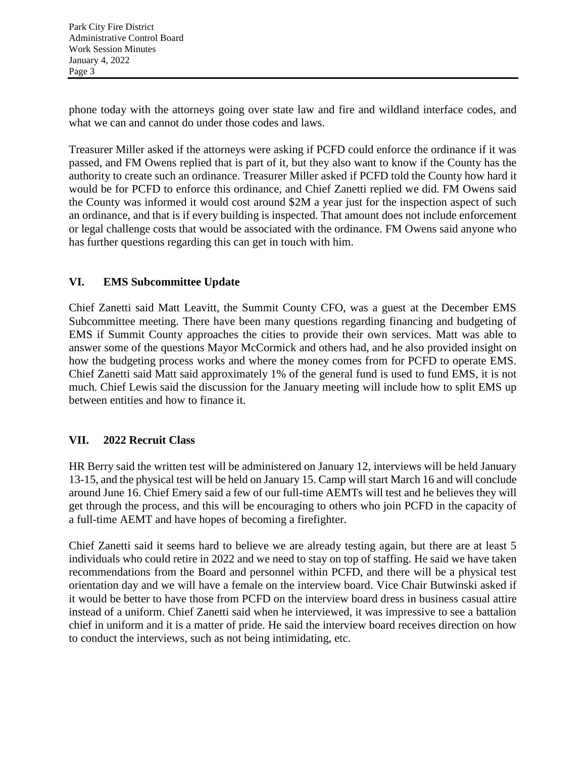phone today with the attorneys going over state law and fire and wildland interface codes, and what we can and cannot do under those codes and laws.

Treasurer Miller asked if the attorneys were asking if PCFD could enforce the ordinance if it was passed, and FM Owens replied that is part of it, but they also want to know if the County has the authority to create such an ordinance. Treasurer Miller asked if PCFD told the County how hard it would be for PCFD to enforce this ordinance, and Chief Zanetti replied we did. FM Owens said the County was informed it would cost around $2M a year just for the inspection aspect of such an ordinance, and that is if every building is inspected. That amount does not include enforcement or legal challenge costs that would be associated with the ordinance. FM Owens said anyone who has further questions regarding this can get in touch with him.

## VI. EMS Subcommittee Update

Chief Zanetti said Matt Leavitt, the Summit County CFO, was a guest at the December EMS Subcommittee meeting. There have been many questions regarding financing and budgeting of EMS if Summit County approaches the cities to provide their own services. Matt was able to answer some of the questions Mayor McCormick and others had, and he also provided insight on how the budgeting process works and where the money comes from for PCFD to operate EMS. Chief Zanetti said Matt said approximately 1% of the general fund is used to fund EMS, it is not much. Chief Lewis said the discussion for the January meeting will include how to split EMS up between entities and how to finance it.

## VII. 2022 Recruit Class

HR Berry said the written test will be administered on January 12, interviews will be held January 13-15, and the physical test will be held on January 15. Camp will start March 16 and will conclude around June 16. Chief Emery said a few of our full-time AEMTs will test and he believes they will get through the process, and this will be encouraging to others who join PCFD in the capacity of a full-time AEMT and have hopes of becoming a firefighter.

Chief Zanetti said it seems hard to believe we are already testing again, but there are at least 5 individuals who could retire in 2022 and we need to stay on top of staffing. He said we have taken recommendations from the Board and personnel within PCFD, and there will be a physical test orientation day and we will have a female on the interview board. Vice Chair Butwinski asked if it would be better to have those from PCFD on the interview board dress in business casual attire instead of a uniform. Chief Zanetti said when he interviewed, it was impressive to see a battalion chief in uniform and it is a matter of pride. He said the interview board receives direction on how to conduct the interviews, such as not being intimidating, etc.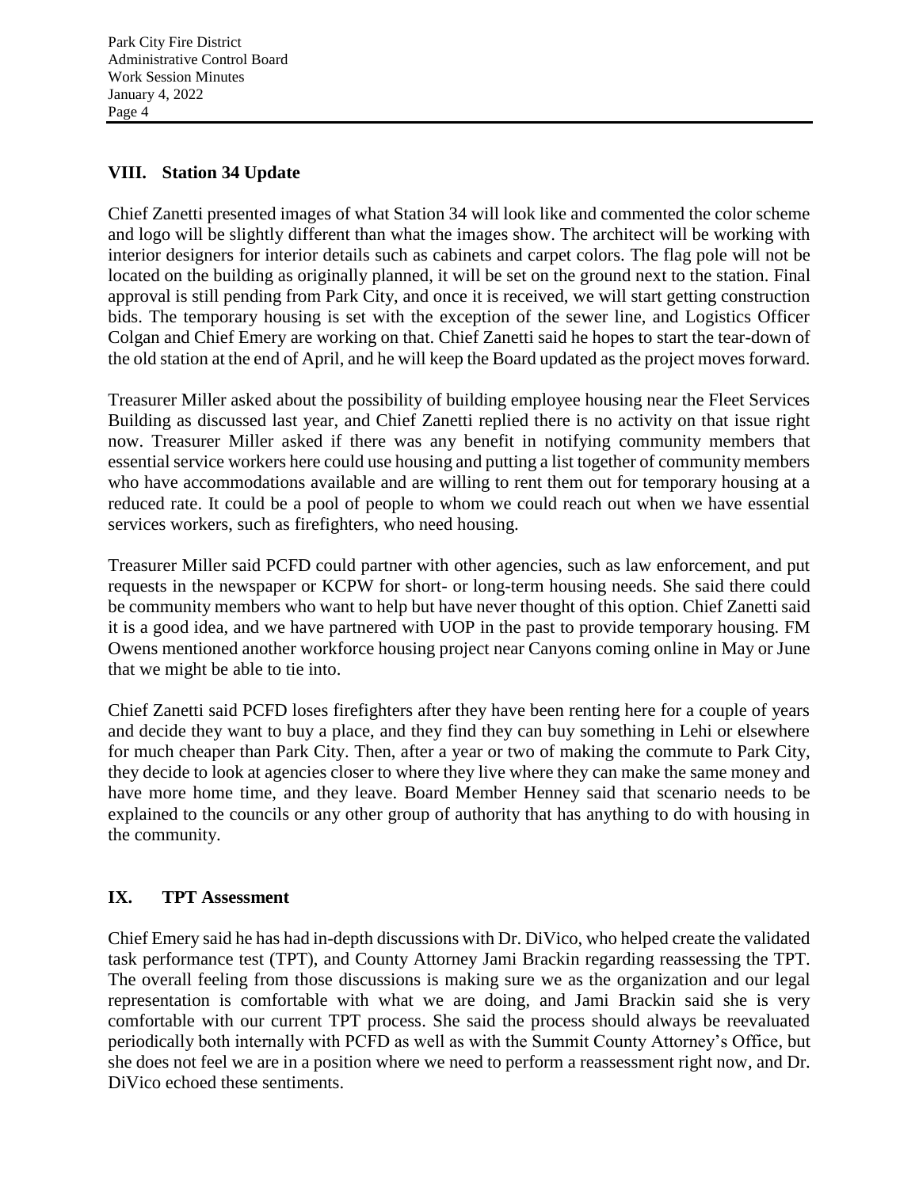## VIII. Station 34 Update

Chief Zanetti presented images of what Station 34 will look like and commented the color scheme and logo will be slightly different than what the images show. The architect will be working with interior designers for interior details such as cabinets and carpet colors. The flag pole will not be located on the building as originally planned, it will be set on the ground next to the station. Final approval is still pending from Park City, and once it is received, we will start getting construction bids. The temporary housing is set with the exception of the sewer line, and Logistics Officer Colgan and Chief Emery are working on that. Chief Zanetti said he hopes to start the tear-down of the old station at the end of April, and he will keep the Board updated as the project moves forward.

Treasurer Miller asked about the possibility of building employee housing near the Fleet Services Building as discussed last year, and Chief Zanetti replied there is no activity on that issue right now. Treasurer Miller asked if there was any benefit in notifying community members that essential service workers here could use housing and putting a list together of community members who have accommodations available and are willing to rent them out for temporary housing at a reduced rate. It could be a pool of people to whom we could reach out when we have essential services workers, such as firefighters, who need housing.

Treasurer Miller said PCFD could partner with other agencies, such as law enforcement, and put requests in the newspaper or KCPW for short- or long-term housing needs. She said there could be community members who want to help but have never thought of this option. Chief Zanetti said it is a good idea, and we have partnered with UOP in the past to provide temporary housing. FM Owens mentioned another workforce housing project near Canyons coming online in May or June that we might be able to tie into.

Chief Zanetti said PCFD loses firefighters after they have been renting here for a couple of years and decide they want to buy a place, and they find they can buy something in Lehi or elsewhere for much cheaper than Park City. Then, after a year or two of making the commute to Park City, they decide to look at agencies closer to where they live where they can make the same money and have more home time, and they leave. Board Member Henney said that scenario needs to be explained to the councils or any other group of authority that has anything to do with housing in the community.

## IX. TPT Assessment

Chief Emery said he has had in-depth discussions with Dr. DiVico, who helped create the validated task performance test (TPT), and County Attorney Jami Brackin regarding reassessing the TPT. The overall feeling from those discussions is making sure we as the organization and our legal representation is comfortable with what we are doing, and Jami Brackin said she is very comfortable with our current TPT process. She said the process should always be reevaluated periodically both internally with PCFD as well as with the Summit County Attorney's Office, but she does not feel we are in a position where we need to perform a reassessment right now, and Dr. DiVico echoed these sentiments.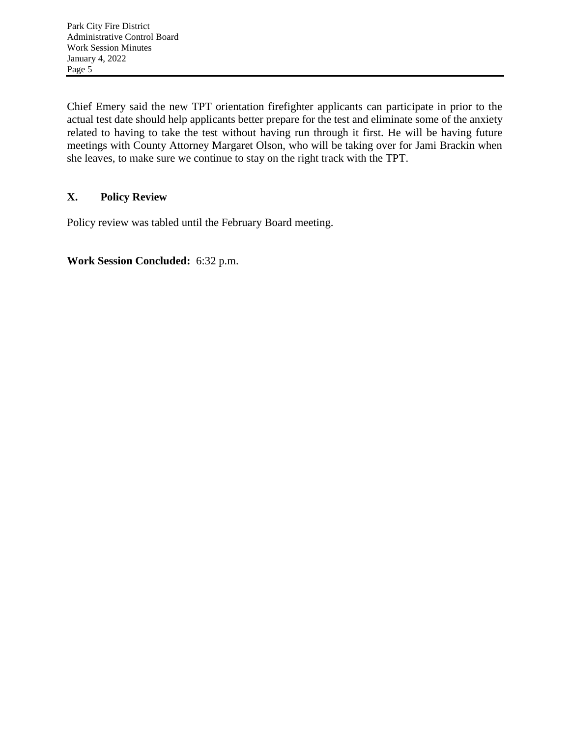Chief Emery said the new TPT orientation firefighter applicants can participate in prior to the actual test date should help applicants better prepare for the test and eliminate some of the anxiety related to having to take the test without having run through it first. He will be having future meetings with County Attorney Margaret Olson, who will be taking over for Jami Brackin when she leaves, to make sure we continue to stay on the right track with the TPT.

## X. Policy Review

Policy review was tabled until the February Board meeting.

**Work Session Concluded:** 6:32 p.m.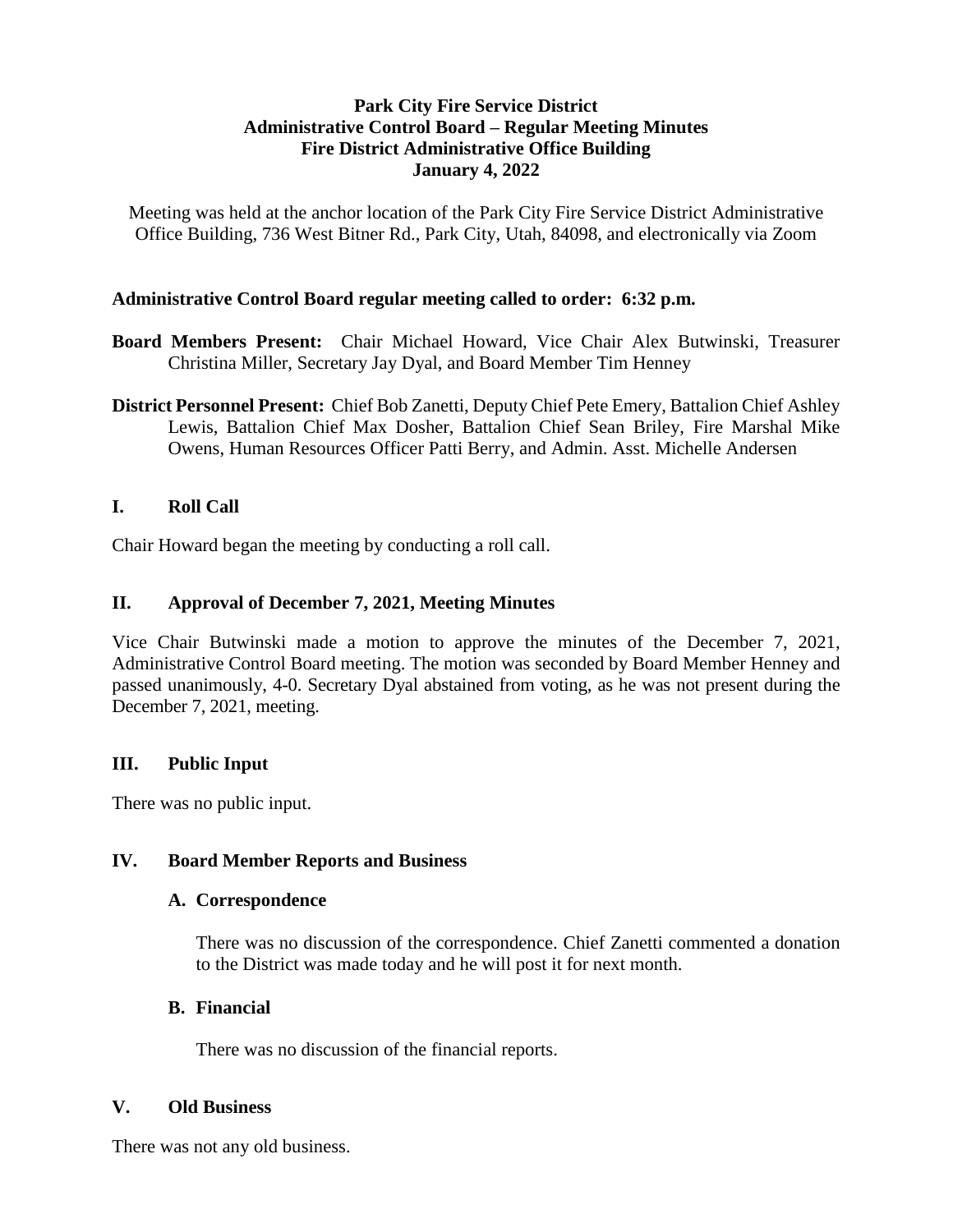**Park City Fire Service District**
**Administrative Control Board – Regular Meeting Minutes**
**Fire District Administrative Office Building**
**January 4, 2022**

Meeting was held at the anchor location of the Park City Fire Service District Administrative Office Building, 736 West Bitner Rd., Park City, Utah, 84098, and electronically via Zoom

**Administrative Control Board regular meeting called to order: 6:32 p.m.**

**Board Members Present:** Chair Michael Howard, Vice Chair Alex Butwinski, Treasurer Christina Miller, Secretary Jay Dyal, and Board Member Tim Henney

**District Personnel Present:** Chief Bob Zanetti, Deputy Chief Pete Emery, Battalion Chief Ashley Lewis, Battalion Chief Max Dosher, Battalion Chief Sean Briley, Fire Marshal Mike Owens, Human Resources Officer Patti Berry, and Admin. Asst. Michelle Andersen

## I. Roll Call

Chair Howard began the meeting by conducting a roll call.

## II. Approval of December 7, 2021, Meeting Minutes

Vice Chair Butwinski made a motion to approve the minutes of the December 7, 2021, Administrative Control Board meeting. The motion was seconded by Board Member Henney and passed unanimously, 4-0. Secretary Dyal abstained from voting, as he was not present during the December 7, 2021, meeting.

## III. Public Input

There was no public input.

## IV. Board Member Reports and Business

### A. Correspondence

There was no discussion of the correspondence. Chief Zanetti commented a donation to the District was made today and he will post it for next month.

### B. Financial

There was no discussion of the financial reports.

## V. Old Business

There was not any old business.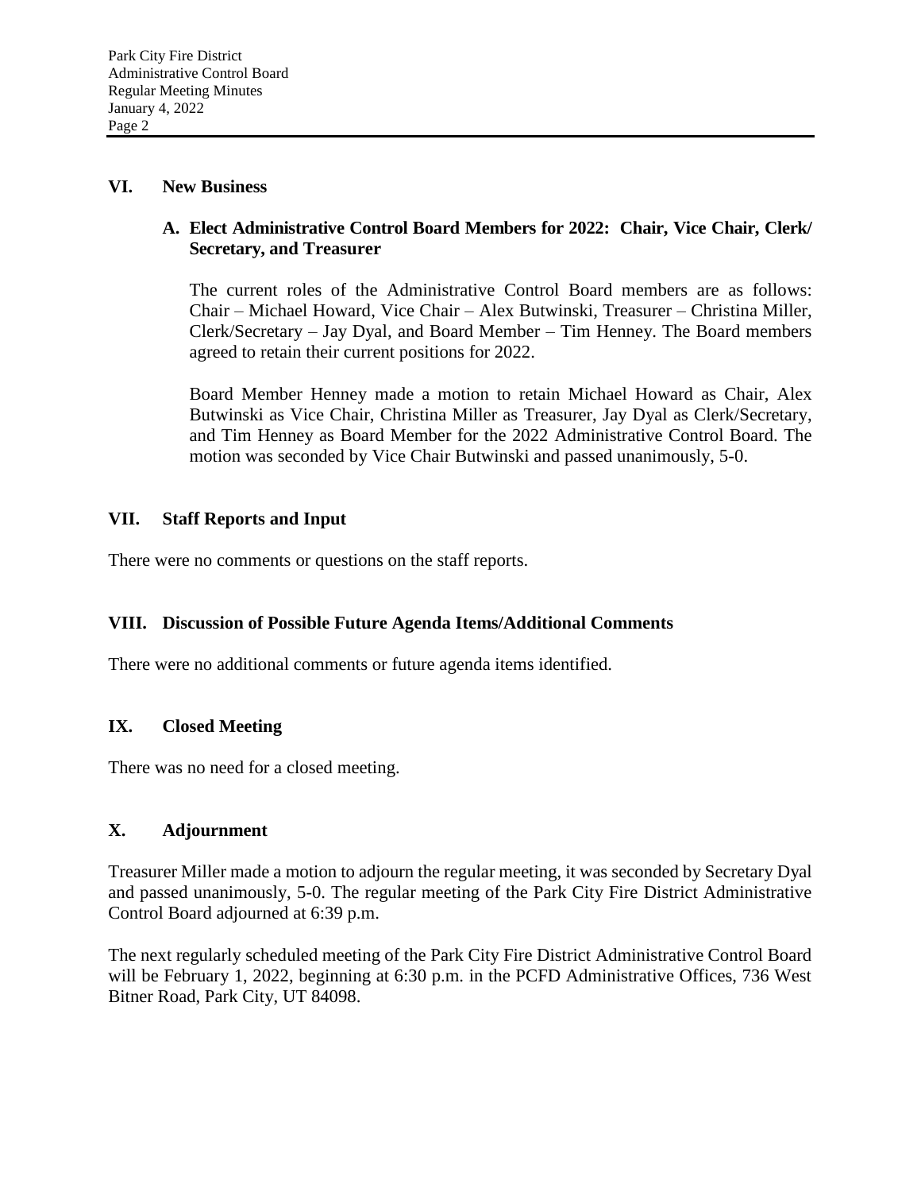## VI. New Business

### A. Elect Administrative Control Board Members for 2022: Chair, Vice Chair, Clerk/ Secretary, and Treasurer

The current roles of the Administrative Control Board members are as follows: Chair – Michael Howard, Vice Chair – Alex Butwinski, Treasurer – Christina Miller, Clerk/Secretary – Jay Dyal, and Board Member – Tim Henney. The Board members agreed to retain their current positions for 2022.

Board Member Henney made a motion to retain Michael Howard as Chair, Alex Butwinski as Vice Chair, Christina Miller as Treasurer, Jay Dyal as Clerk/Secretary, and Tim Henney as Board Member for the 2022 Administrative Control Board. The motion was seconded by Vice Chair Butwinski and passed unanimously, 5-0.

## VII. Staff Reports and Input

There were no comments or questions on the staff reports.

## VIII. Discussion of Possible Future Agenda Items/Additional Comments

There were no additional comments or future agenda items identified.

## IX. Closed Meeting

There was no need for a closed meeting.

## X. Adjournment

Treasurer Miller made a motion to adjourn the regular meeting, it was seconded by Secretary Dyal and passed unanimously, 5-0. The regular meeting of the Park City Fire District Administrative Control Board adjourned at 6:39 p.m.

The next regularly scheduled meeting of the Park City Fire District Administrative Control Board will be February 1, 2022, beginning at 6:30 p.m. in the PCFD Administrative Offices, 736 West Bitner Road, Park City, UT 84098.